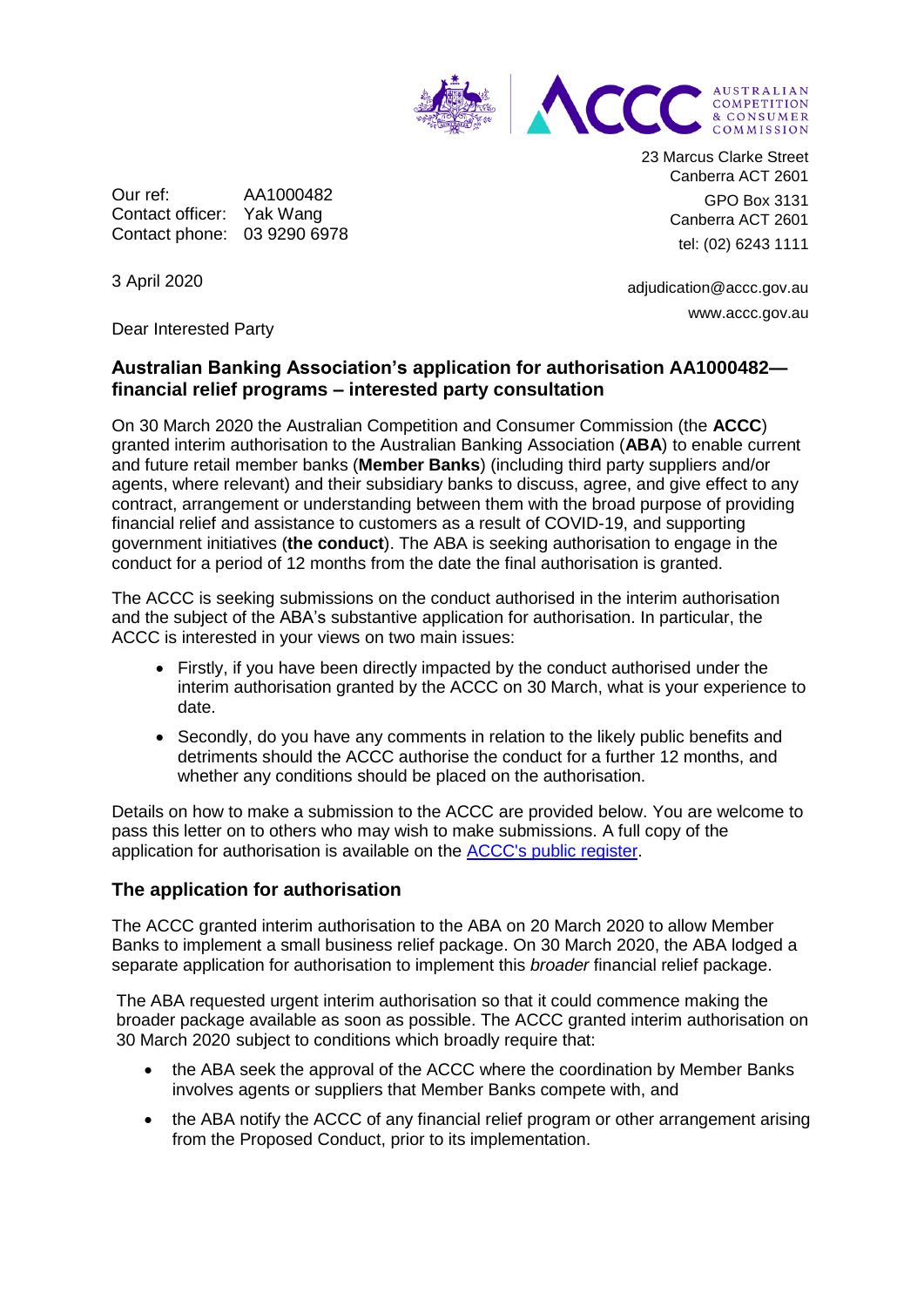AUSTRALIAN COMPETITION & CONSUMER COMMISSION

23 Marcus Clarke Street
Canberra ACT 2601

GPO Box 3131
Canberra ACT 2601

tel: (02) 6243 1111

adjudication@accc.gov.au

www.accc.gov.au

Our ref: AA1000482
Contact officer: Yak Wang
Contact phone: 03 9290 6978

3 April 2020

Dear Interested Party

**Australian Banking Association's application for authorisation AA1000482—financial relief programs – interested party consultation**

On 30 March 2020 the Australian Competition and Consumer Commission (the **ACCC**) granted interim authorisation to the Australian Banking Association (**ABA**) to enable current and future retail member banks (**Member Banks**) (including third party suppliers and/or agents, where relevant) and their subsidiary banks to discuss, agree, and give effect to any contract, arrangement or understanding between them with the broad purpose of providing financial relief and assistance to customers as a result of COVID-19, and supporting government initiatives (**the conduct**). The ABA is seeking authorisation to engage in the conduct for a period of 12 months from the date the final authorisation is granted.

The ACCC is seeking submissions on the conduct authorised in the interim authorisation and the subject of the ABA's substantive application for authorisation. In particular, the ACCC is interested in your views on two main issues:

- Firstly, if you have been directly impacted by the conduct authorised under the interim authorisation granted by the ACCC on 30 March, what is your experience to date.
- Secondly, do you have any comments in relation to the likely public benefits and detriments should the ACCC authorise the conduct for a further 12 months, and whether any conditions should be placed on the authorisation.

Details on how to make a submission to the ACCC are provided below. You are welcome to pass this letter on to others who may wish to make submissions. A full copy of the application for authorisation is available on the ACCC's public register.

## The application for authorisation

The ACCC granted interim authorisation to the ABA on 20 March 2020 to allow Member Banks to implement a small business relief package. On 30 March 2020, the ABA lodged a separate application for authorisation to implement this *broader* financial relief package.

The ABA requested urgent interim authorisation so that it could commence making the broader package available as soon as possible. The ACCC granted interim authorisation on 30 March 2020 subject to conditions which broadly require that:

- the ABA seek the approval of the ACCC where the coordination by Member Banks involves agents or suppliers that Member Banks compete with, and
- the ABA notify the ACCC of any financial relief program or other arrangement arising from the Proposed Conduct, prior to its implementation.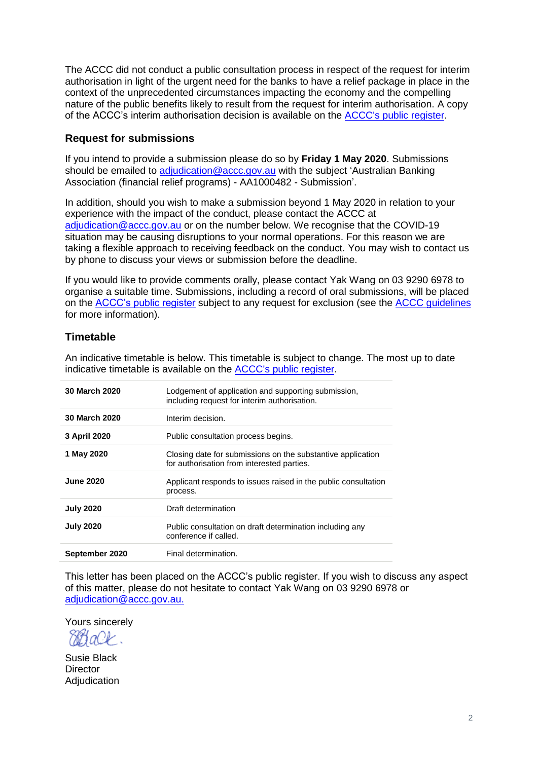The ACCC did not conduct a public consultation process in respect of the request for interim authorisation in light of the urgent need for the banks to have a relief package in place in the context of the unprecedented circumstances impacting the economy and the compelling nature of the public benefits likely to result from the request for interim authorisation. A copy of the ACCC's interim authorisation decision is available on the ACCC's public register.

## Request for submissions

If you intend to provide a submission please do so by **Friday 1 May 2020**. Submissions should be emailed to adjudication@accc.gov.au with the subject 'Australian Banking Association (financial relief programs) - AA1000482 - Submission'.

In addition, should you wish to make a submission beyond 1 May 2020 in relation to your experience with the impact of the conduct, please contact the ACCC at adjudication@accc.gov.au or on the number below. We recognise that the COVID-19 situation may be causing disruptions to your normal operations. For this reason we are taking a flexible approach to receiving feedback on the conduct. You may wish to contact us by phone to discuss your views or submission before the deadline.

If you would like to provide comments orally, please contact Yak Wang on 03 9290 6978 to organise a suitable time. Submissions, including a record of oral submissions, will be placed on the ACCC's public register subject to any request for exclusion (see the ACCC guidelines for more information).

## Timetable

An indicative timetable is below. This timetable is subject to change. The most up to date indicative timetable is available on the ACCC's public register.

| | |
|---|---|
| **30 March 2020** | Lodgement of application and supporting submission, including request for interim authorisation. |
| **30 March 2020** | Interim decision. |
| **3 April 2020** | Public consultation process begins. |
| **1 May 2020** | Closing date for submissions on the substantive application for authorisation from interested parties. |
| **June 2020** | Applicant responds to issues raised in the public consultation process. |
| **July 2020** | Draft determination |
| **July 2020** | Public consultation on draft determination including any conference if called. |
| **September 2020** | Final determination. |

This letter has been placed on the ACCC's public register. If you wish to discuss any aspect of this matter, please do not hesitate to contact Yak Wang on 03 9290 6978 or adjudication@accc.gov.au.

Yours sincerely

Susie Black
Director
Adjudication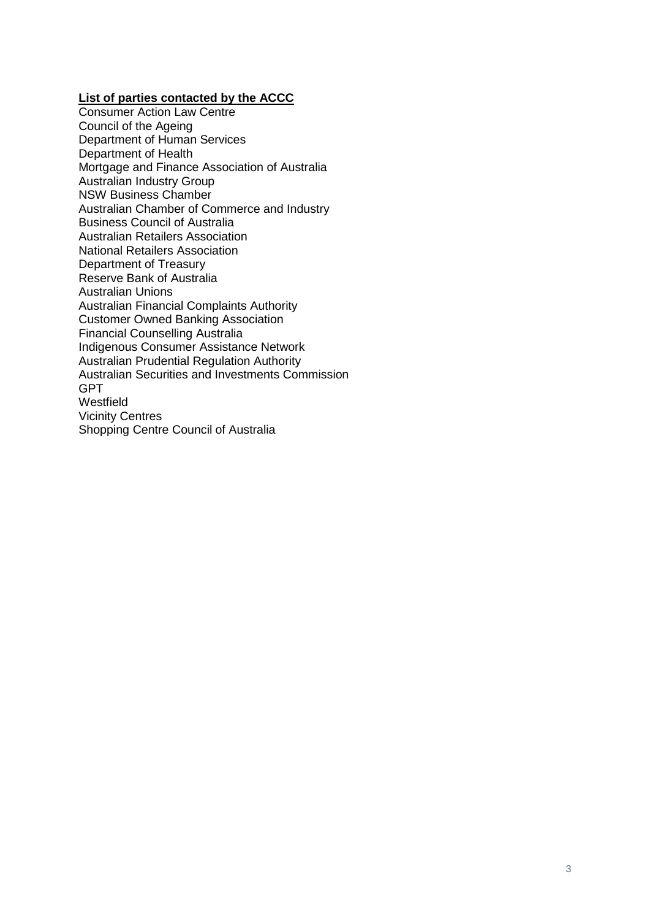**<u>List of parties contacted by the ACCC</u>**

Consumer Action Law Centre
Council of the Ageing
Department of Human Services
Department of Health
Mortgage and Finance Association of Australia
Australian Industry Group
NSW Business Chamber
Australian Chamber of Commerce and Industry
Business Council of Australia
Australian Retailers Association
National Retailers Association
Department of Treasury
Reserve Bank of Australia
Australian Unions
Australian Financial Complaints Authority
Customer Owned Banking Association
Financial Counselling Australia
Indigenous Consumer Assistance Network
Australian Prudential Regulation Authority
Australian Securities and Investments Commission
GPT
Westfield
Vicinity Centres
Shopping Centre Council of Australia